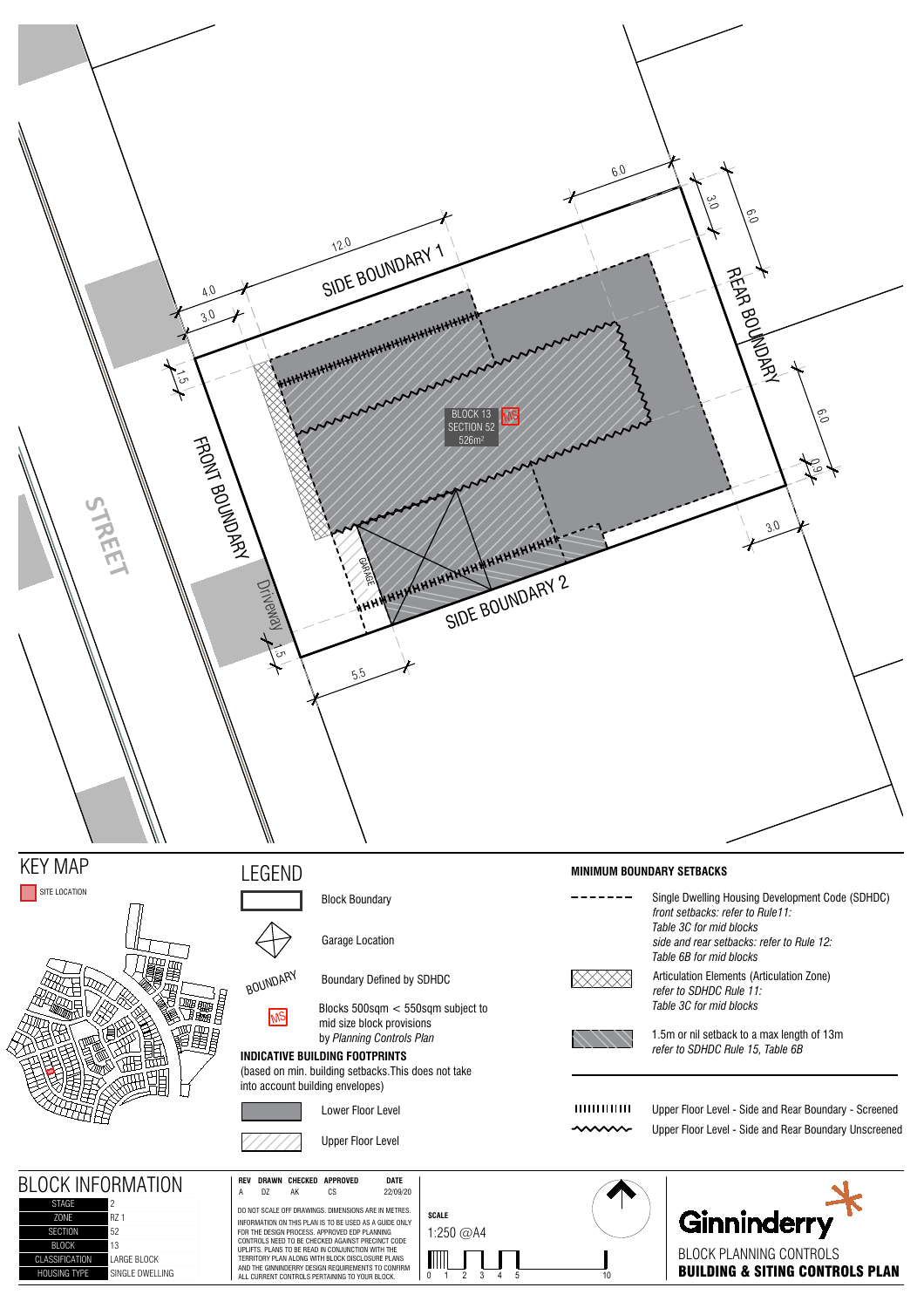STREET

FRONT BOUNDARY

SIDE BOUNDARY 1

SIDE BOUNDARY 2

REAR BOUNDARY

Driveway

GARAGE

BLOCK 13
SECTION 52
526m²

MS

12.0 4.0 3.0 1.5 6.0 3.0 6.0 6.0 0.9 3.0 5.5 1.5

## KEY MAP

SITE LOCATION

## LEGEND

- Block Boundary
- Garage Location
- BOUNDARY — Boundary Defined by SDHDC
- MS — Blocks 500sqm < 550sqm subject to mid size block provisions by *Planning Controls Plan*

**INDICATIVE BUILDING FOOTPRINTS**
(based on min. building setbacks.This does not take into account building envelopes)

- Lower Floor Level
- Upper Floor Level

**MINIMUM BOUNDARY SETBACKS**

- Single Dwelling Housing Development Code (SDHDC) *front setbacks: refer to Rule11: Table 3C for mid blocks side and rear setbacks: refer to Rule 12: Table 6B for mid blocks*
- Articulation Elements (Articulation Zone) *refer to SDHDC Rule 11: Table 3C for mid blocks*
- 1.5m or nil setback to a max length of 13m *refer to SDHDC Rule 15, Table 6B*
- Upper Floor Level - Side and Rear Boundary - Screened
- Upper Floor Level - Side and Rear Boundary Unscreened

## BLOCK INFORMATION

| | |
|---|---|
| STAGE | 2 |
| ZONE | RZ 1 |
| SECTION | 52 |
| BLOCK | 13 |
| CLASSIFICATION | LARGE BLOCK |
| HOUSING TYPE | SINGLE DWELLING |

| REV | DRAWN | CHECKED | APPROVED | DATE |
|---|---|---|---|---|
| A | DZ | AK | CS | 22/09/20 |

DO NOT SCALE OFF DRAWINGS. DIMENSIONS ARE IN METRES.
INFORMATION ON THIS PLAN IS TO BE USED AS A GUIDE ONLY FOR THE DESIGN PROCESS. APPROVED EDP PLANNING CONTROLS NEED TO BE CHECKED AGAINST PRECINCT CODE UPLIFTS. PLANS TO BE READ IN CONJUNCTION WITH THE TERRITORY PLAN ALONG WITH BLOCK DISCLOSURE PLANS AND THE GINNINDERRY DESIGN REQUIREMENTS TO CONFIRM ALL CURRENT CONTROLS PERTAINING TO YOUR BLOCK.

**SCALE**
1:250 @A4

0 1 2 3 4 5 10

Ginninderry

BLOCK PLANNING CONTROLS
**BUILDING & SITING CONTROLS PLAN**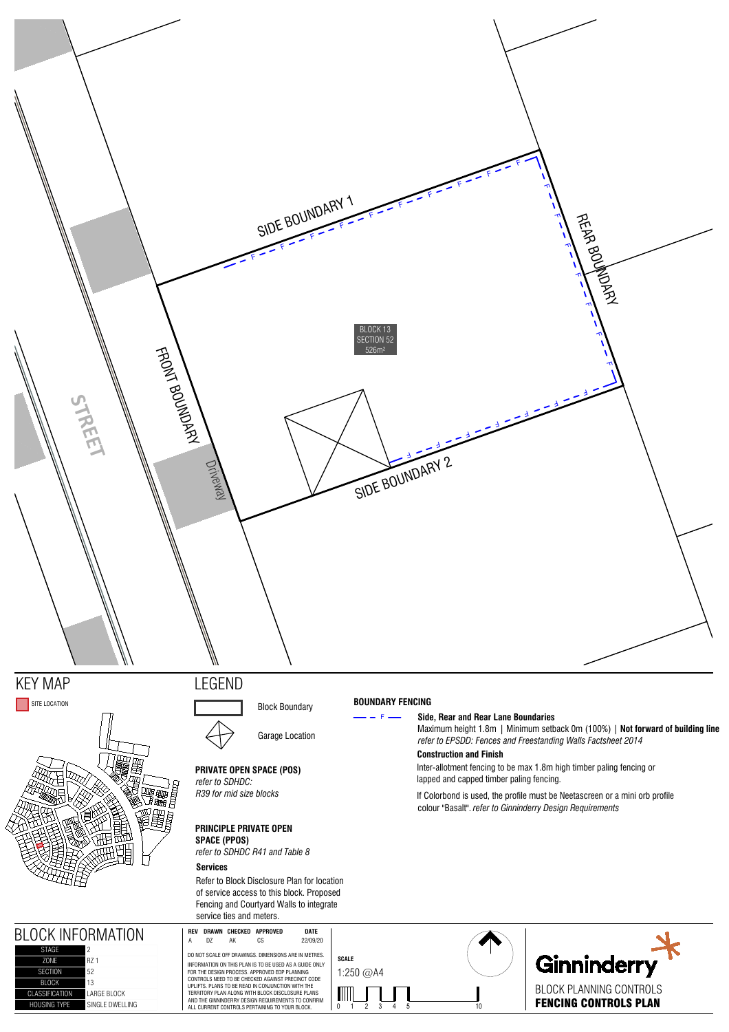SIDE BOUNDARY 1

REAR BOUNDARY

BLOCK 13
SECTION 52
526m²

FRONT BOUNDARY

STREET

Driveway

SIDE BOUNDARY 2

## KEY MAP

SITE LOCATION

## LEGEND

Block Boundary

Garage Location

**PRIVATE OPEN SPACE (POS)**
*refer to SDHDC:*
*R39 for mid size blocks*

**PRINCIPLE PRIVATE OPEN SPACE (PPOS)**
*refer to SDHDC R41 and Table 8*

**Services**

Refer to Block Disclosure Plan for location of service access to this block. Proposed Fencing and Courtyard Walls to integrate service ties and meters.

**BOUNDARY FENCING**

— F —

**Side, Rear and Rear Lane Boundaries**

Maximum height 1.8m | Minimum setback 0m (100%) | **Not forward of building line**
*refer to EPSDD: Fences and Freestanding Walls Factsheet 2014*

**Construction and Finish**

Inter-allotment fencing to be max 1.8m high timber paling fencing or lapped and capped timber paling fencing.

If Colorbond is used, the profile must be Neetascreen or a mini orb profile colour "Basalt". *refer to Ginninderry Design Requirements*

## BLOCK INFORMATION

| | |
|---|---|
| STAGE | 2 |
| ZONE | RZ 1 |
| SECTION | 52 |
| BLOCK | 13 |
| CLASSIFICATION | LARGE BLOCK |
| HOUSING TYPE | SINGLE DWELLING |

| REV | DRAWN | CHECKED | APPROVED | DATE |
|---|---|---|---|---|
| A | DZ | AK | CS | 22/09/20 |

DO NOT SCALE OFF DRAWINGS. DIMENSIONS ARE IN METRES. INFORMATION ON THIS PLAN IS TO BE USED AS A GUIDE ONLY FOR THE DESIGN PROCESS. APPROVED EDP PLANNING CONTROLS NEED TO BE CHECKED AGAINST PRECINCT CODE UPLIFTS. PLANS TO BE READ IN CONJUNCTION WITH THE TERRITORY PLAN ALONG WITH BLOCK DISCLOSURE PLANS AND THE GINNINDERRY DESIGN REQUIREMENTS TO CONFIRM ALL CURRENT CONTROLS PERTAINING TO YOUR BLOCK.

**SCALE**
1:250 @A4

0 1 2 3 4 5 10

Ginninderry

BLOCK PLANNING CONTROLS
**FENCING CONTROLS PLAN**